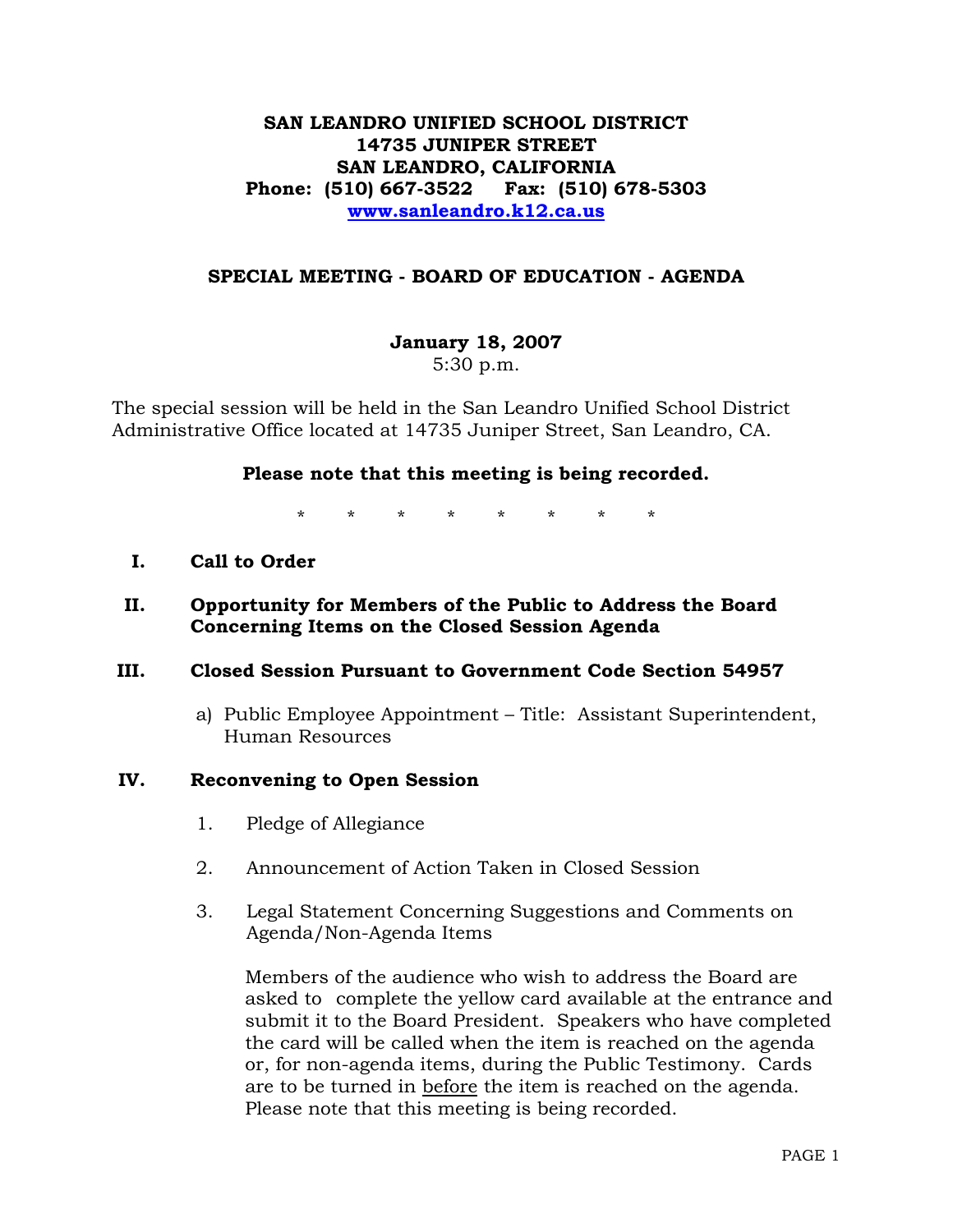**SAN LEANDRO UNIFIED SCHOOL DISTRICT**
**14735 JUNIPER STREET**
**SAN LEANDRO, CALIFORNIA**
**Phone: (510) 667-3522 Fax: (510) 678-5303**
**[www.sanleandro.k12.ca.us](http://www.sanleandro.k12.ca.us)**

# SPECIAL MEETING - BOARD OF EDUCATION - AGENDA

**January 18, 2007**
5:30 p.m.

The special session will be held in the San Leandro Unified School District Administrative Office located at 14735 Juniper Street, San Leandro, CA.

**Please note that this meeting is being recorded.**

\* \* \* \* \* \* \* \*

**I. Call to Order**

**II. Opportunity for Members of the Public to Address the Board Concerning Items on the Closed Session Agenda**

**III. Closed Session Pursuant to Government Code Section 54957**

a) Public Employee Appointment – Title: Assistant Superintendent, Human Resources

**IV. Reconvening to Open Session**

1. Pledge of Allegiance

2. Announcement of Action Taken in Closed Session

3. Legal Statement Concerning Suggestions and Comments on Agenda/Non-Agenda Items

   Members of the audience who wish to address the Board are asked to complete the yellow card available at the entrance and submit it to the Board President. Speakers who have completed the card will be called when the item is reached on the agenda or, for non-agenda items, during the Public Testimony. Cards are to be turned in <u>before</u> the item is reached on the agenda. Please note that this meeting is being recorded.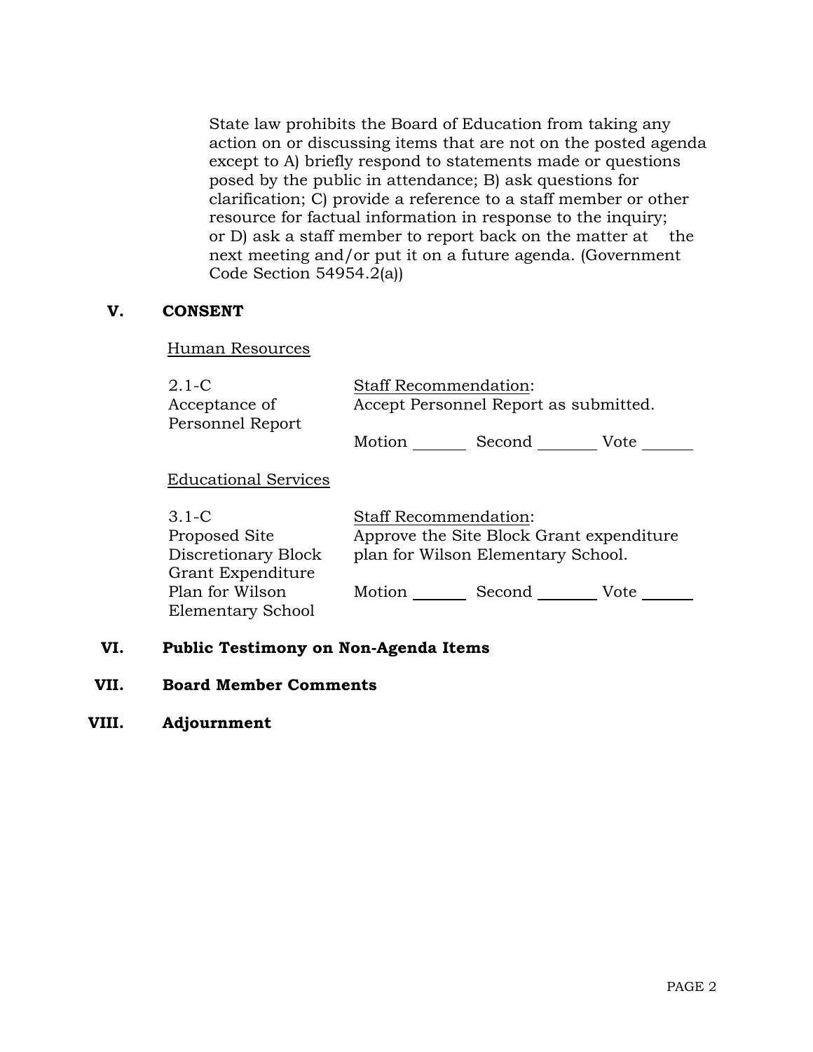State law prohibits the Board of Education from taking any action on or discussing items that are not on the posted agenda except to A) briefly respond to statements made or questions posed by the public in attendance; B) ask questions for clarification; C) provide a reference to a staff member or other resource for factual information in response to the inquiry; or D) ask a staff member to report back on the matter at the next meeting and/or put it on a future agenda. (Government Code Section 54954.2(a))

## V. CONSENT

Human Resources

| | |
|---|---|
| 2.1-C<br>Acceptance of Personnel Report | Staff Recommendation:<br>Accept Personnel Report as submitted.<br><br>Motion _______ Second _______ Vote _______ |

Educational Services

| | |
|---|---|
| 3.1-C<br>Proposed Site Discretionary Block Grant Expenditure Plan for Wilson Elementary School | Staff Recommendation:<br>Approve the Site Block Grant expenditure plan for Wilson Elementary School.<br><br>Motion _______ Second _______ Vote _______ |

## VI. Public Testimony on Non-Agenda Items

## VII. Board Member Comments

## VIII. Adjournment